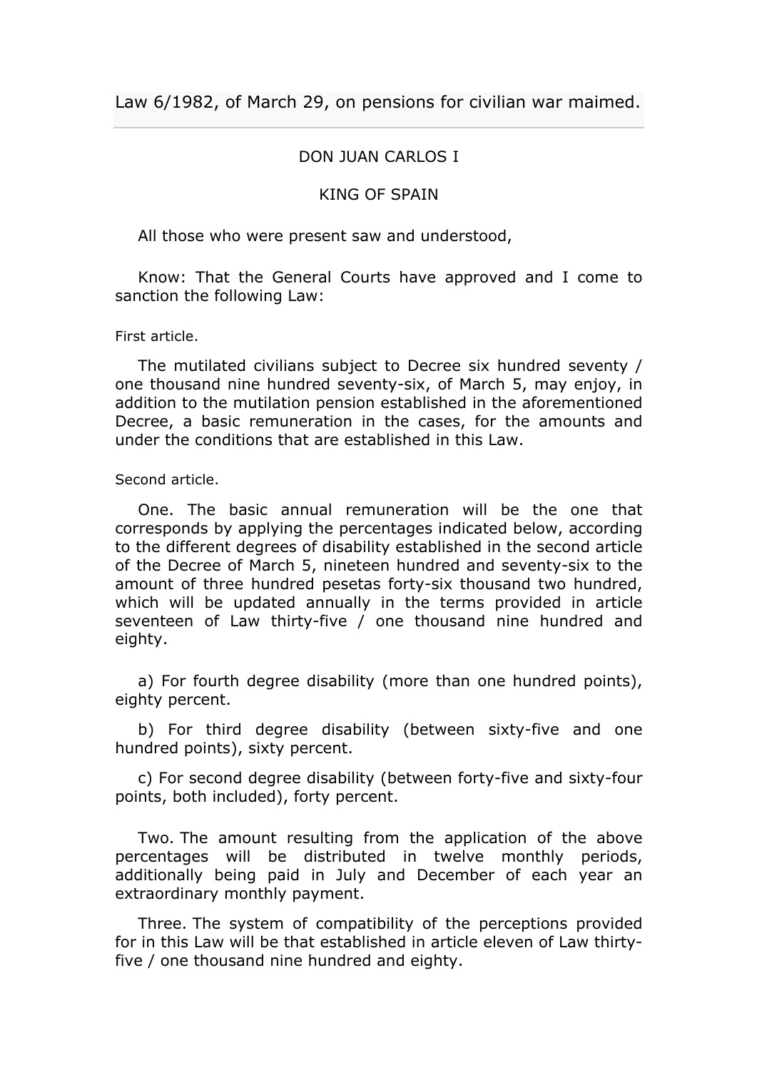# Law 6/1982, of March 29, on pensions for civilian war maimed.

DON JUAN CARLOS I

KING OF SPAIN

All those who were present saw and understood,

Know: That the General Courts have approved and I come to sanction the following Law:

First article.

The mutilated civilians subject to Decree six hundred seventy / one thousand nine hundred seventy-six, of March 5, may enjoy, in addition to the mutilation pension established in the aforementioned Decree, a basic remuneration in the cases, for the amounts and under the conditions that are established in this Law.

Second article.

One. The basic annual remuneration will be the one that corresponds by applying the percentages indicated below, according to the different degrees of disability established in the second article of the Decree of March 5, nineteen hundred and seventy-six to the amount of three hundred pesetas forty-six thousand two hundred, which will be updated annually in the terms provided in article seventeen of Law thirty-five / one thousand nine hundred and eighty.

a) For fourth degree disability (more than one hundred points), eighty percent.

b) For third degree disability (between sixty-five and one hundred points), sixty percent.

c) For second degree disability (between forty-five and sixty-four points, both included), forty percent.

Two. The amount resulting from the application of the above percentages will be distributed in twelve monthly periods, additionally being paid in July and December of each year an extraordinary monthly payment.

Three. The system of compatibility of the perceptions provided for in this Law will be that established in article eleven of Law thirty-five / one thousand nine hundred and eighty.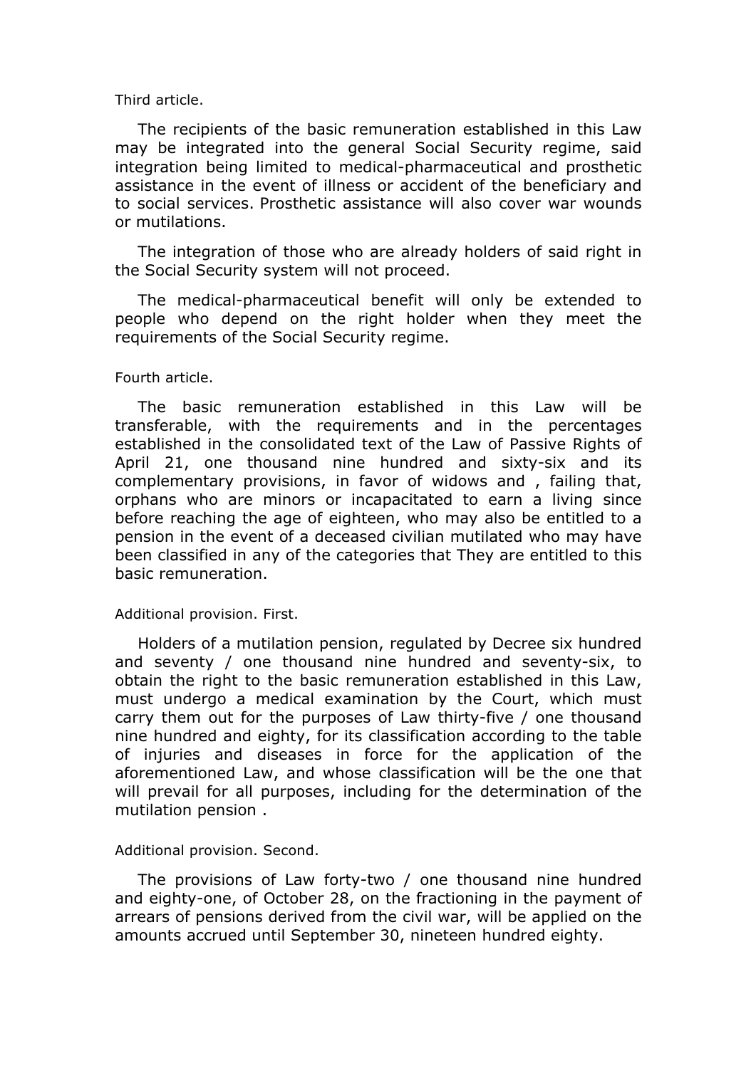Third article.

The recipients of the basic remuneration established in this Law may be integrated into the general Social Security regime, said integration being limited to medical-pharmaceutical and prosthetic assistance in the event of illness or accident of the beneficiary and to social services. Prosthetic assistance will also cover war wounds or mutilations.

The integration of those who are already holders of said right in the Social Security system will not proceed.

The medical-pharmaceutical benefit will only be extended to people who depend on the right holder when they meet the requirements of the Social Security regime.

Fourth article.

The basic remuneration established in this Law will be transferable, with the requirements and in the percentages established in the consolidated text of the Law of Passive Rights of April 21, one thousand nine hundred and sixty-six and its complementary provisions, in favor of widows and , failing that, orphans who are minors or incapacitated to earn a living since before reaching the age of eighteen, who may also be entitled to a pension in the event of a deceased civilian mutilated who may have been classified in any of the categories that They are entitled to this basic remuneration.

Additional provision. First.

Holders of a mutilation pension, regulated by Decree six hundred and seventy / one thousand nine hundred and seventy-six, to obtain the right to the basic remuneration established in this Law, must undergo a medical examination by the Court, which must carry them out for the purposes of Law thirty-five / one thousand nine hundred and eighty, for its classification according to the table of injuries and diseases in force for the application of the aforementioned Law, and whose classification will be the one that will prevail for all purposes, including for the determination of the mutilation pension .

Additional provision. Second.

The provisions of Law forty-two / one thousand nine hundred and eighty-one, of October 28, on the fractioning in the payment of arrears of pensions derived from the civil war, will be applied on the amounts accrued until September 30, nineteen hundred eighty.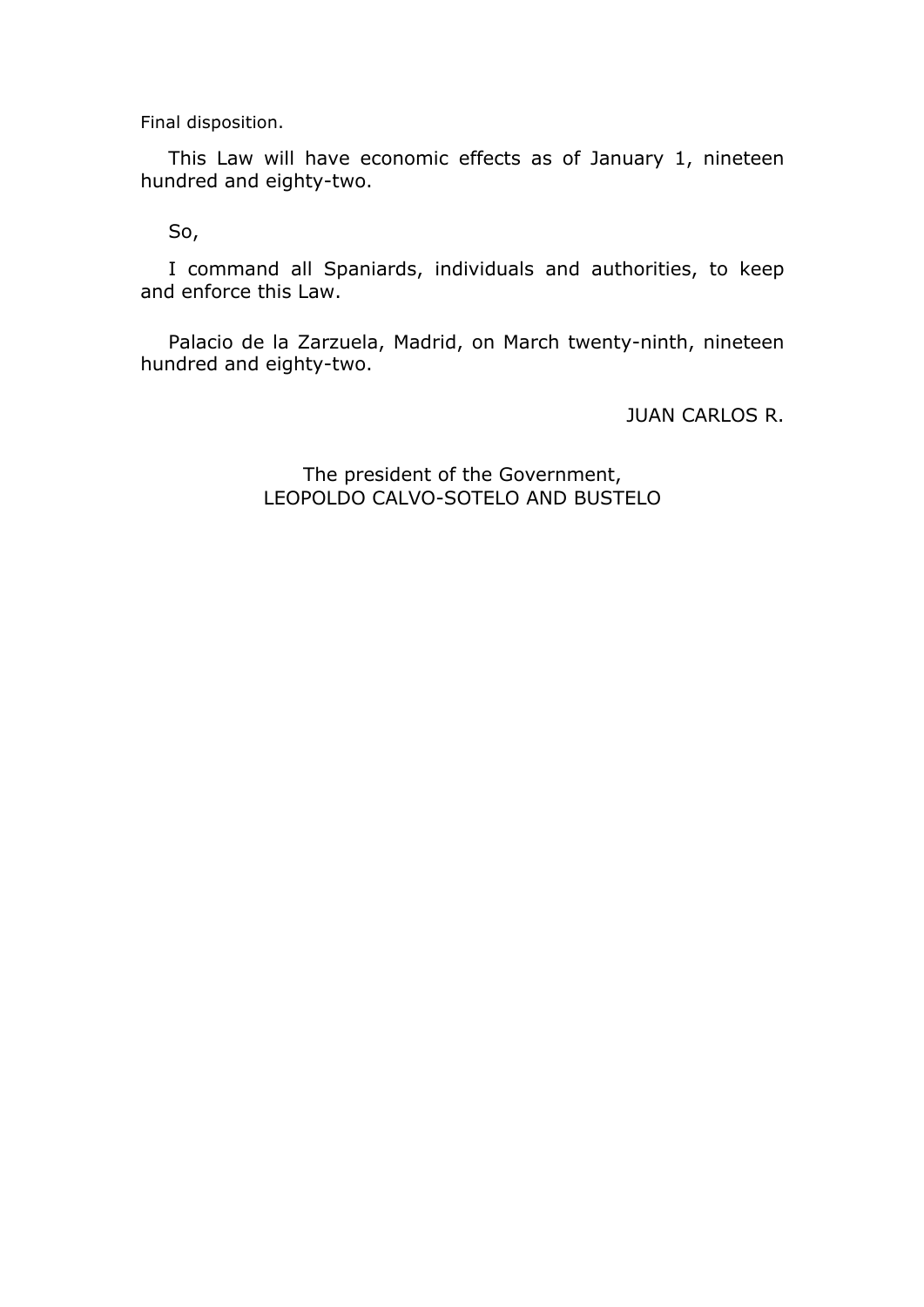Final disposition.

This Law will have economic effects as of January 1, nineteen hundred and eighty-two.

So,

I command all Spaniards, individuals and authorities, to keep and enforce this Law.

Palacio de la Zarzuela, Madrid, on March twenty-ninth, nineteen hundred and eighty-two.

JUAN CARLOS R.

The president of the Government,
LEOPOLDO CALVO-SOTELO AND BUSTELO